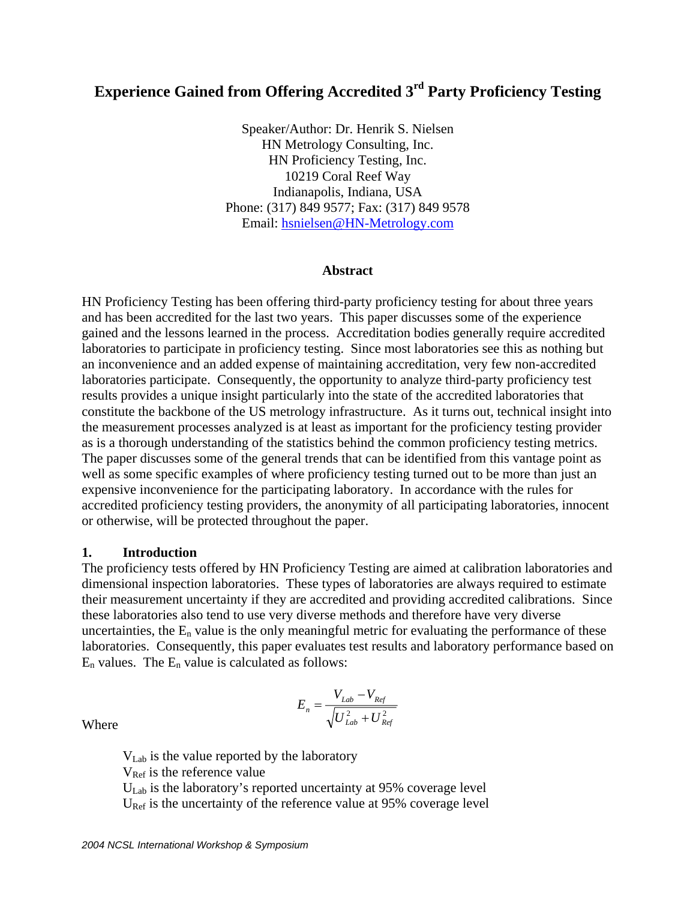# Experience Gained from Offering Accredited 3rd Party Proficiency Testing

Speaker/Author: Dr. Henrik S. Nielsen
HN Metrology Consulting, Inc.
HN Proficiency Testing, Inc.
10219 Coral Reef Way
Indianapolis, Indiana, USA
Phone: (317) 849 9577; Fax: (317) 849 9578
Email: hsnielsen@HN-Metrology.com

## Abstract

HN Proficiency Testing has been offering third-party proficiency testing for about three years and has been accredited for the last two years. This paper discusses some of the experience gained and the lessons learned in the process. Accreditation bodies generally require accredited laboratories to participate in proficiency testing. Since most laboratories see this as nothing but an inconvenience and an added expense of maintaining accreditation, very few non-accredited laboratories participate. Consequently, the opportunity to analyze third-party proficiency test results provides a unique insight particularly into the state of the accredited laboratories that constitute the backbone of the US metrology infrastructure. As it turns out, technical insight into the measurement processes analyzed is at least as important for the proficiency testing provider as is a thorough understanding of the statistics behind the common proficiency testing metrics. The paper discusses some of the general trends that can be identified from this vantage point as well as some specific examples of where proficiency testing turned out to be more than just an expensive inconvenience for the participating laboratory. In accordance with the rules for accredited proficiency testing providers, the anonymity of all participating laboratories, innocent or otherwise, will be protected throughout the paper.

## 1. Introduction

The proficiency tests offered by HN Proficiency Testing are aimed at calibration laboratories and dimensional inspection laboratories. These types of laboratories are always required to estimate their measurement uncertainty if they are accredited and providing accredited calibrations. Since these laboratories also tend to use very diverse methods and therefore have very diverse uncertainties, the $E_n$ value is the only meaningful metric for evaluating the performance of these laboratories. Consequently, this paper evaluates test results and laboratory performance based on $E_n$ values. The $E_n$ value is calculated as follows:

$$E_n = \frac{V_{Lab} - V_{Ref}}{\sqrt{U_{Lab}^2 + U_{Ref}^2}}$$

Where

$V_{Lab}$ is the value reported by the laboratory
$V_{Ref}$ is the reference value
$U_{Lab}$ is the laboratory's reported uncertainty at 95% coverage level
$U_{Ref}$ is the uncertainty of the reference value at 95% coverage level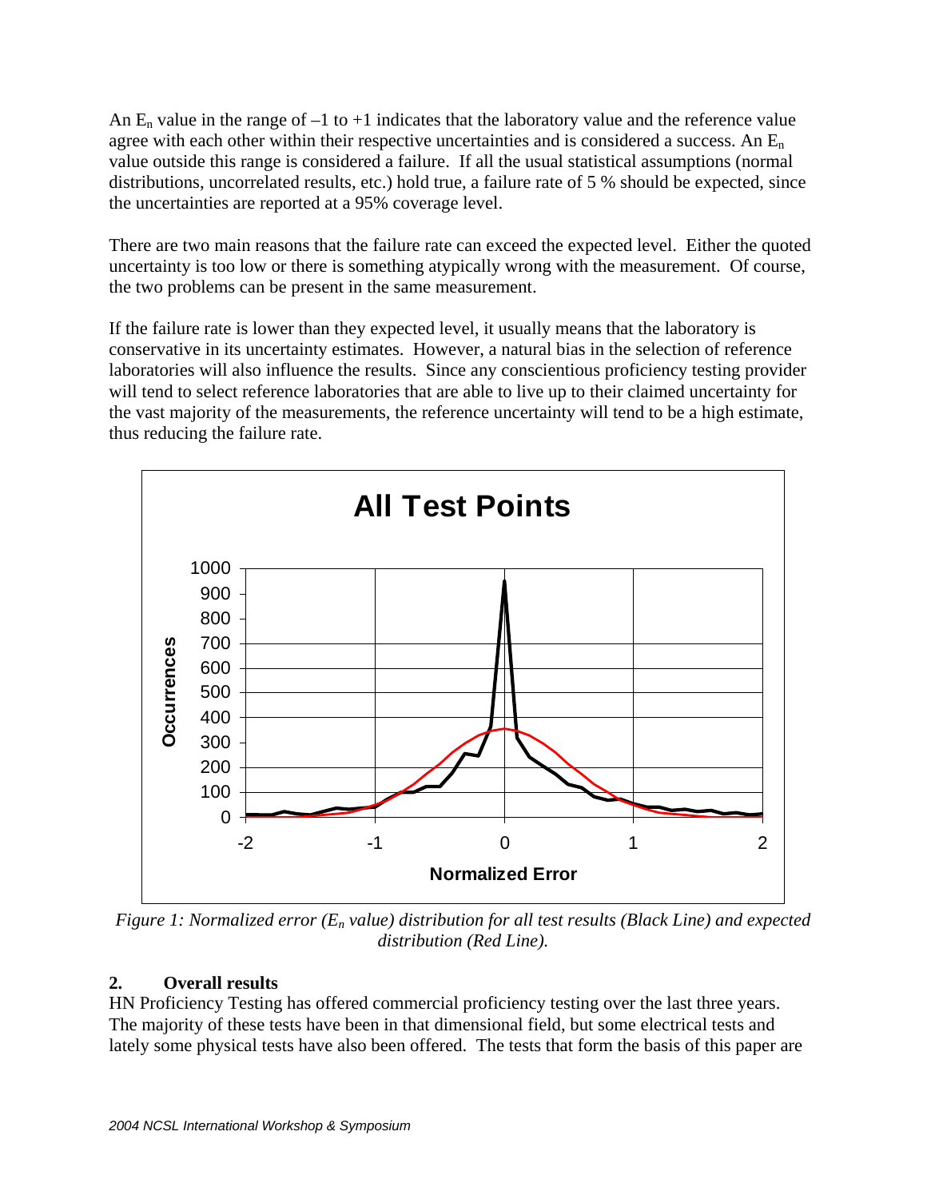An $E_n$ value in the range of –1 to +1 indicates that the laboratory value and the reference value agree with each other within their respective uncertainties and is considered a success. An $E_n$ value outside this range is considered a failure. If all the usual statistical assumptions (normal distributions, uncorrelated results, etc.) hold true, a failure rate of 5 % should be expected, since the uncertainties are reported at a 95% coverage level.

There are two main reasons that the failure rate can exceed the expected level. Either the quoted uncertainty is too low or there is something atypically wrong with the measurement. Of course, the two problems can be present in the same measurement.

If the failure rate is lower than they expected level, it usually means that the laboratory is conservative in its uncertainty estimates. However, a natural bias in the selection of reference laboratories will also influence the results. Since any conscientious proficiency testing provider will tend to select reference laboratories that are able to live up to their claimed uncertainty for the vast majority of the measurements, the reference uncertainty will tend to be a high estimate, thus reducing the failure rate.

*Figure 1: Normalized error ($E_n$ value) distribution for all test results (Black Line) and expected distribution (Red Line).*

## 2. Overall results

HN Proficiency Testing has offered commercial proficiency testing over the last three years. The majority of these tests have been in that dimensional field, but some electrical tests and lately some physical tests have also been offered. The tests that form the basis of this paper are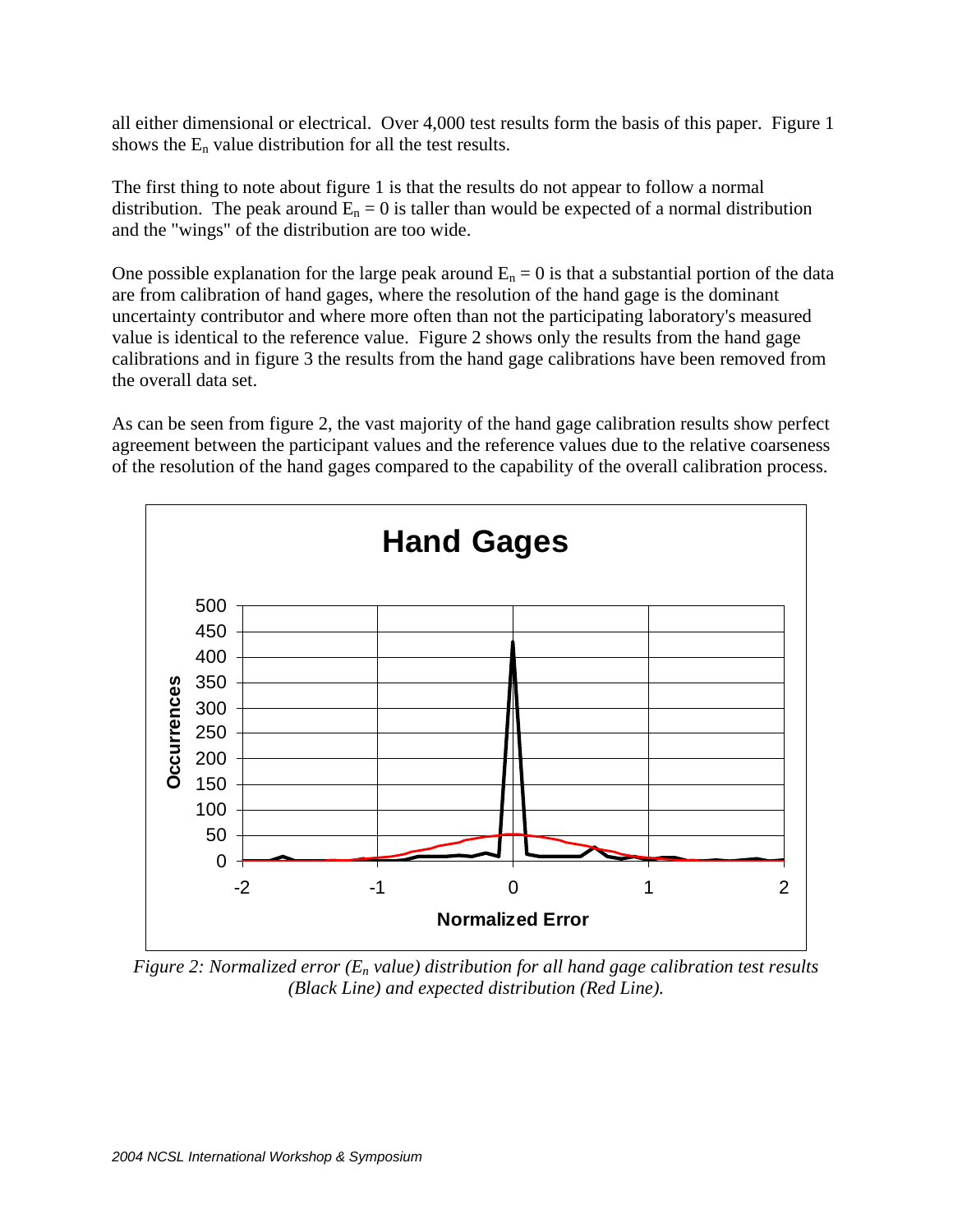all either dimensional or electrical. Over 4,000 test results form the basis of this paper. Figure 1 shows the $E_n$ value distribution for all the test results.

The first thing to note about figure 1 is that the results do not appear to follow a normal distribution. The peak around $E_n = 0$ is taller than would be expected of a normal distribution and the "wings" of the distribution are too wide.

One possible explanation for the large peak around $E_n = 0$ is that a substantial portion of the data are from calibration of hand gages, where the resolution of the hand gage is the dominant uncertainty contributor and where more often than not the participating laboratory's measured value is identical to the reference value. Figure 2 shows only the results from the hand gage calibrations and in figure 3 the results from the hand gage calibrations have been removed from the overall data set.

As can be seen from figure 2, the vast majority of the hand gage calibration results show perfect agreement between the participant values and the reference values due to the relative coarseness of the resolution of the hand gages compared to the capability of the overall calibration process.

*Figure 2: Normalized error ($E_n$ value) distribution for all hand gage calibration test results (Black Line) and expected distribution (Red Line).*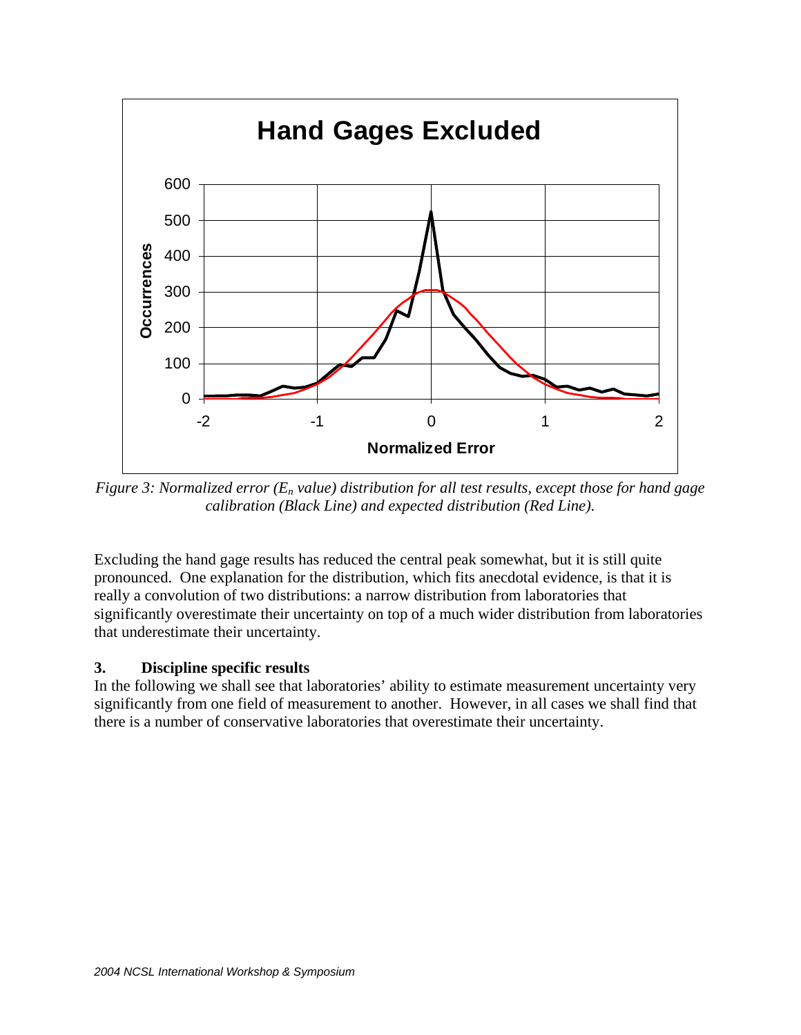*Figure 3: Normalized error ($E_n$ value) distribution for all test results, except those for hand gage calibration (Black Line) and expected distribution (Red Line).*

Excluding the hand gage results has reduced the central peak somewhat, but it is still quite pronounced. One explanation for the distribution, which fits anecdotal evidence, is that it is really a convolution of two distributions: a narrow distribution from laboratories that significantly overestimate their uncertainty on top of a much wider distribution from laboratories that underestimate their uncertainty.

## 3. Discipline specific results

In the following we shall see that laboratories' ability to estimate measurement uncertainty very significantly from one field of measurement to another. However, in all cases we shall find that there is a number of conservative laboratories that overestimate their uncertainty.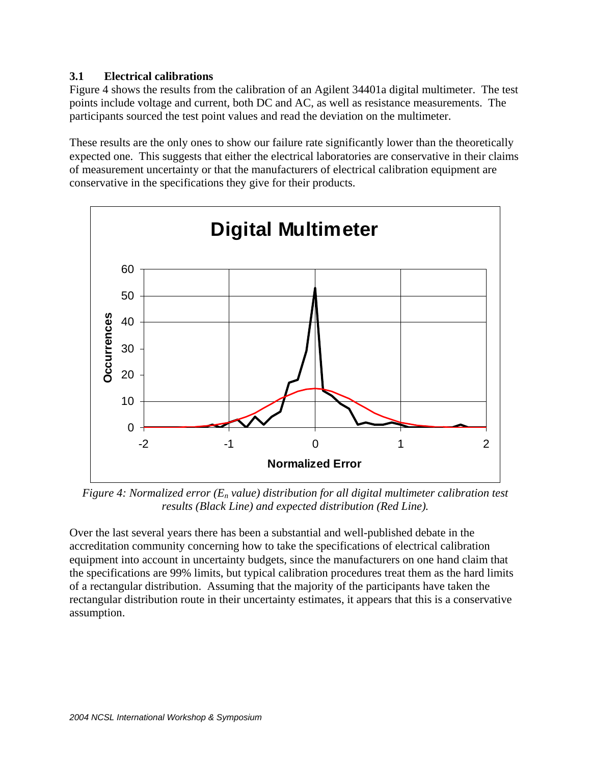### 3.1 Electrical calibrations

Figure 4 shows the results from the calibration of an Agilent 34401a digital multimeter. The test points include voltage and current, both DC and AC, as well as resistance measurements. The participants sourced the test point values and read the deviation on the multimeter.

These results are the only ones to show our failure rate significantly lower than the theoretically expected one. This suggests that either the electrical laboratories are conservative in their claims of measurement uncertainty or that the manufacturers of electrical calibration equipment are conservative in the specifications they give for their products.

*Figure 4: Normalized error ($E_n$ value) distribution for all digital multimeter calibration test results (Black Line) and expected distribution (Red Line).*

Over the last several years there has been a substantial and well-published debate in the accreditation community concerning how to take the specifications of electrical calibration equipment into account in uncertainty budgets, since the manufacturers on one hand claim that the specifications are 99% limits, but typical calibration procedures treat them as the hard limits of a rectangular distribution. Assuming that the majority of the participants have taken the rectangular distribution route in their uncertainty estimates, it appears that this is a conservative assumption.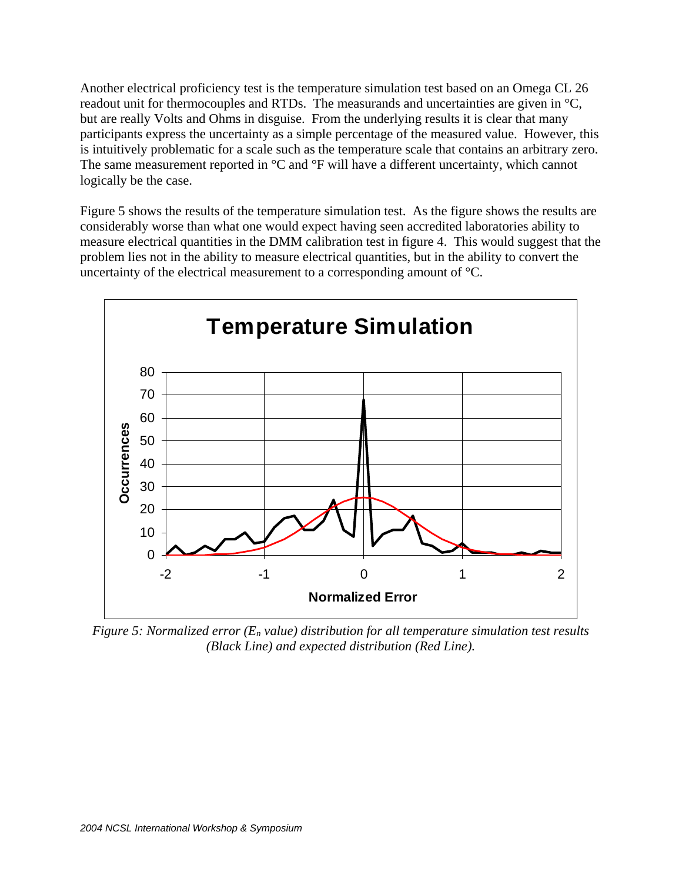Another electrical proficiency test is the temperature simulation test based on an Omega CL 26 readout unit for thermocouples and RTDs. The measurands and uncertainties are given in °C, but are really Volts and Ohms in disguise. From the underlying results it is clear that many participants express the uncertainty as a simple percentage of the measured value. However, this is intuitively problematic for a scale such as the temperature scale that contains an arbitrary zero. The same measurement reported in °C and °F will have a different uncertainty, which cannot logically be the case.

Figure 5 shows the results of the temperature simulation test. As the figure shows the results are considerably worse than what one would expect having seen accredited laboratories ability to measure electrical quantities in the DMM calibration test in figure 4. This would suggest that the problem lies not in the ability to measure electrical quantities, but in the ability to convert the uncertainty of the electrical measurement to a corresponding amount of °C.

*Figure 5: Normalized error ($E_n$ value) distribution for all temperature simulation test results (Black Line) and expected distribution (Red Line).*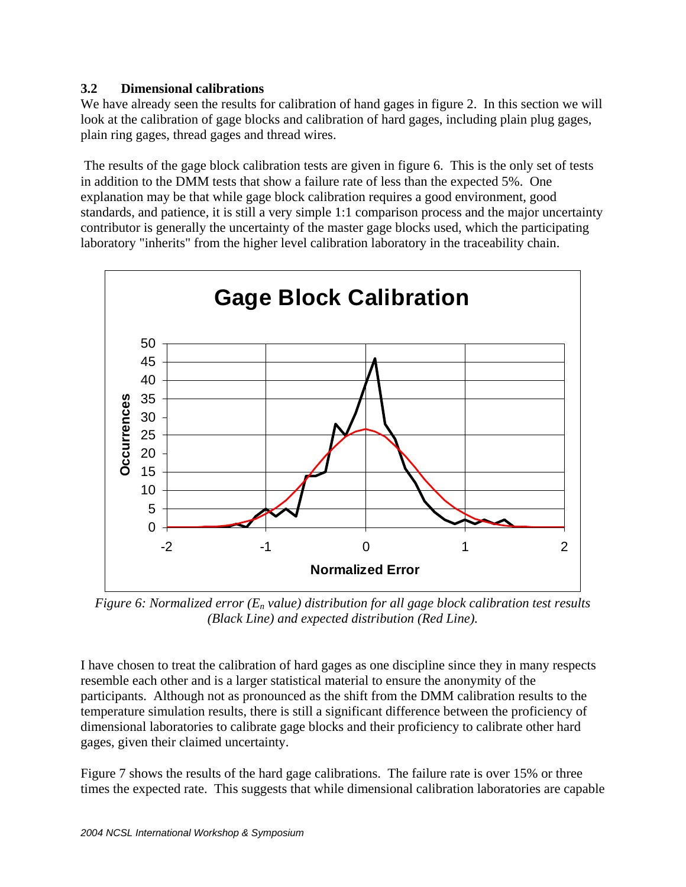### 3.2 Dimensional calibrations

We have already seen the results for calibration of hand gages in figure 2. In this section we will look at the calibration of gage blocks and calibration of hard gages, including plain plug gages, plain ring gages, thread gages and thread wires.

The results of the gage block calibration tests are given in figure 6. This is the only set of tests in addition to the DMM tests that show a failure rate of less than the expected 5%. One explanation may be that while gage block calibration requires a good environment, good standards, and patience, it is still a very simple 1:1 comparison process and the major uncertainty contributor is generally the uncertainty of the master gage blocks used, which the participating laboratory "inherits" from the higher level calibration laboratory in the traceability chain.

*Figure 6: Normalized error ($E_n$ value) distribution for all gage block calibration test results (Black Line) and expected distribution (Red Line).*

I have chosen to treat the calibration of hard gages as one discipline since they in many respects resemble each other and is a larger statistical material to ensure the anonymity of the participants. Although not as pronounced as the shift from the DMM calibration results to the temperature simulation results, there is still a significant difference between the proficiency of dimensional laboratories to calibrate gage blocks and their proficiency to calibrate other hard gages, given their claimed uncertainty.

Figure 7 shows the results of the hard gage calibrations. The failure rate is over 15% or three times the expected rate. This suggests that while dimensional calibration laboratories are capable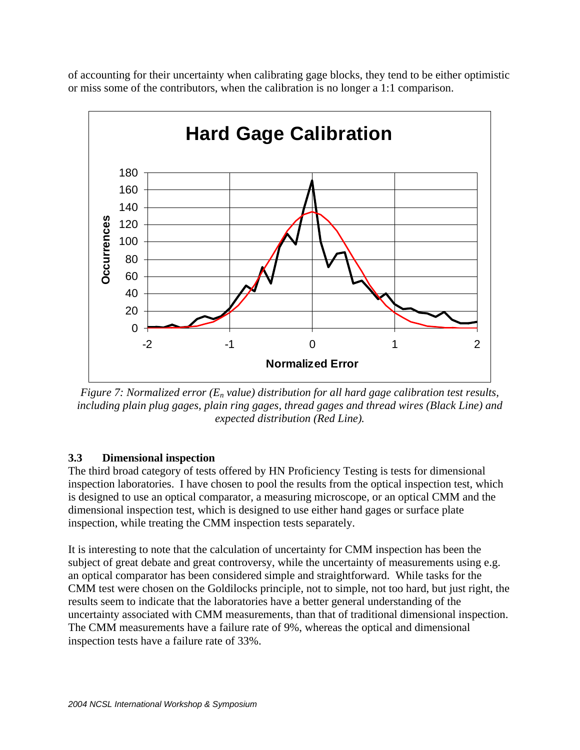of accounting for their uncertainty when calibrating gage blocks, they tend to be either optimistic or miss some of the contributors, when the calibration is no longer a 1:1 comparison.

*Figure 7: Normalized error ($E_n$ value) distribution for all hard gage calibration test results, including plain plug gages, plain ring gages, thread gages and thread wires (Black Line) and expected distribution (Red Line).*

### 3.3 Dimensional inspection

The third broad category of tests offered by HN Proficiency Testing is tests for dimensional inspection laboratories. I have chosen to pool the results from the optical inspection test, which is designed to use an optical comparator, a measuring microscope, or an optical CMM and the dimensional inspection test, which is designed to use either hand gages or surface plate inspection, while treating the CMM inspection tests separately.

It is interesting to note that the calculation of uncertainty for CMM inspection has been the subject of great debate and great controversy, while the uncertainty of measurements using e.g. an optical comparator has been considered simple and straightforward. While tasks for the CMM test were chosen on the Goldilocks principle, not to simple, not too hard, but just right, the results seem to indicate that the laboratories have a better general understanding of the uncertainty associated with CMM measurements, than that of traditional dimensional inspection. The CMM measurements have a failure rate of 9%, whereas the optical and dimensional inspection tests have a failure rate of 33%.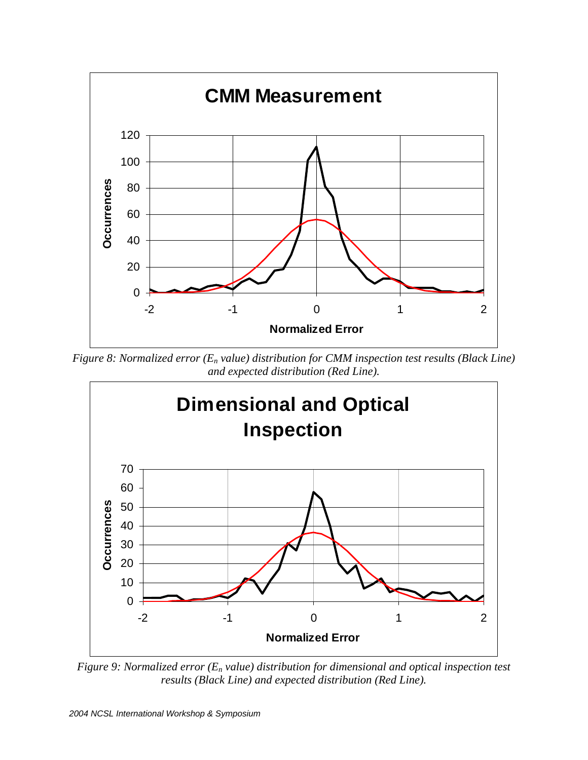*Figure 8: Normalized error ($E_n$ value) distribution for CMM inspection test results (Black Line) and expected distribution (Red Line).*

*Figure 9: Normalized error ($E_n$ value) distribution for dimensional and optical inspection test results (Black Line) and expected distribution (Red Line).*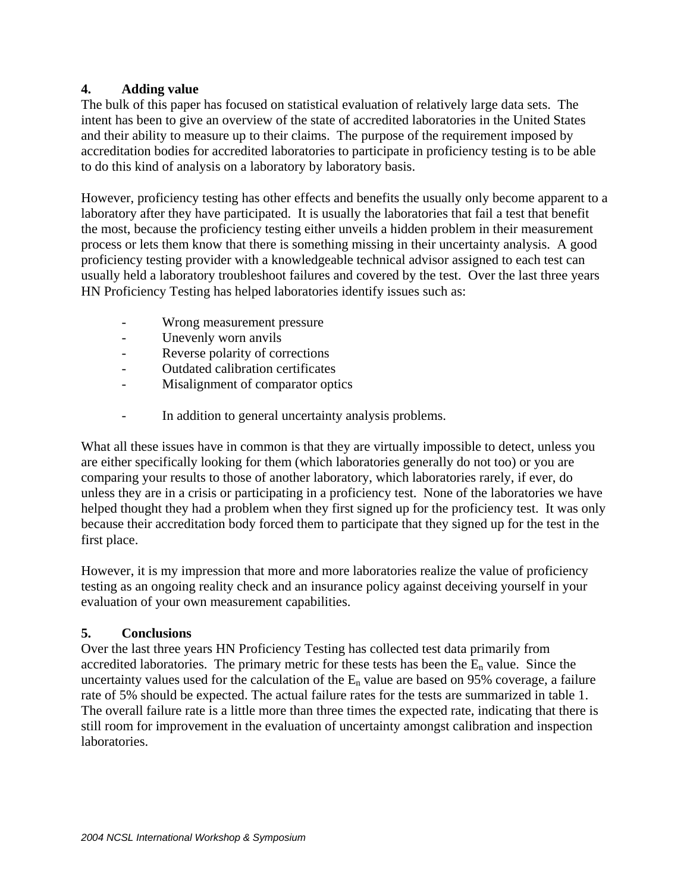## 4. Adding value

The bulk of this paper has focused on statistical evaluation of relatively large data sets. The intent has been to give an overview of the state of accredited laboratories in the United States and their ability to measure up to their claims. The purpose of the requirement imposed by accreditation bodies for accredited laboratories to participate in proficiency testing is to be able to do this kind of analysis on a laboratory by laboratory basis.

However, proficiency testing has other effects and benefits the usually only become apparent to a laboratory after they have participated. It is usually the laboratories that fail a test that benefit the most, because the proficiency testing either unveils a hidden problem in their measurement process or lets them know that there is something missing in their uncertainty analysis. A good proficiency testing provider with a knowledgeable technical advisor assigned to each test can usually held a laboratory troubleshoot failures and covered by the test. Over the last three years HN Proficiency Testing has helped laboratories identify issues such as:

- Wrong measurement pressure
- Unevenly worn anvils
- Reverse polarity of corrections
- Outdated calibration certificates
- Misalignment of comparator optics

- In addition to general uncertainty analysis problems.

What all these issues have in common is that they are virtually impossible to detect, unless you are either specifically looking for them (which laboratories generally do not too) or you are comparing your results to those of another laboratory, which laboratories rarely, if ever, do unless they are in a crisis or participating in a proficiency test. None of the laboratories we have helped thought they had a problem when they first signed up for the proficiency test. It was only because their accreditation body forced them to participate that they signed up for the test in the first place.

However, it is my impression that more and more laboratories realize the value of proficiency testing as an ongoing reality check and an insurance policy against deceiving yourself in your evaluation of your own measurement capabilities.

## 5. Conclusions

Over the last three years HN Proficiency Testing has collected test data primarily from accredited laboratories. The primary metric for these tests has been the $E_n$ value. Since the uncertainty values used for the calculation of the $E_n$ value are based on 95% coverage, a failure rate of 5% should be expected. The actual failure rates for the tests are summarized in table 1. The overall failure rate is a little more than three times the expected rate, indicating that there is still room for improvement in the evaluation of uncertainty amongst calibration and inspection laboratories.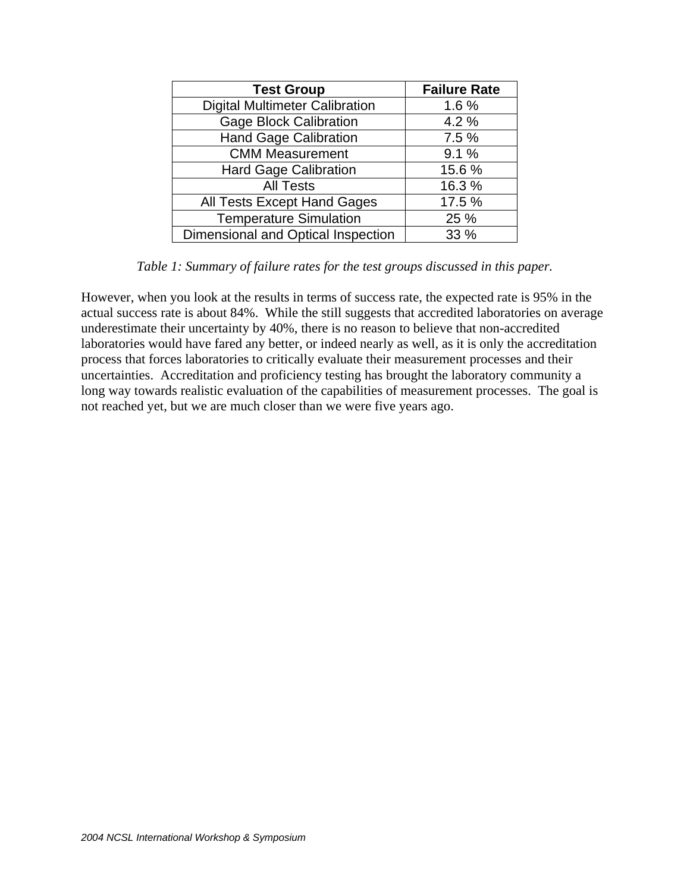| Test Group | Failure Rate |
|---|---|
| Digital Multimeter Calibration | 1.6 % |
| Gage Block Calibration | 4.2 % |
| Hand Gage Calibration | 7.5 % |
| CMM Measurement | 9.1 % |
| Hard Gage Calibration | 15.6 % |
| All Tests | 16.3 % |
| All Tests Except Hand Gages | 17.5 % |
| Temperature Simulation | 25 % |
| Dimensional and Optical Inspection | 33 % |

*Table 1: Summary of failure rates for the test groups discussed in this paper.*

However, when you look at the results in terms of success rate, the expected rate is 95% in the actual success rate is about 84%. While the still suggests that accredited laboratories on average underestimate their uncertainty by 40%, there is no reason to believe that non-accredited laboratories would have fared any better, or indeed nearly as well, as it is only the accreditation process that forces laboratories to critically evaluate their measurement processes and their uncertainties. Accreditation and proficiency testing has brought the laboratory community a long way towards realistic evaluation of the capabilities of measurement processes. The goal is not reached yet, but we are much closer than we were five years ago.